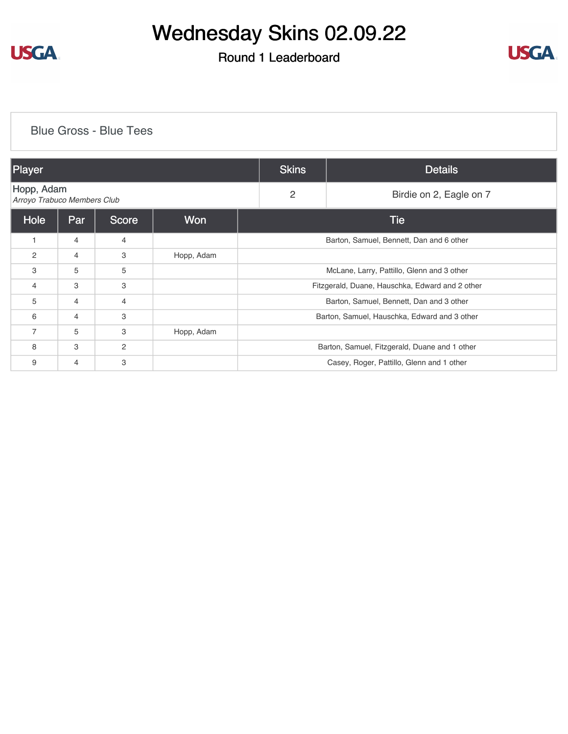# Wednesday Skins 02.09.22

## Round 1 Leaderboard

Blue Gross - Blue Tees

| Player | Skins | Details |
|---|---|---|
| Hopp, Adam<br>*Arroyo Trabuco Members Club* | 2 | Birdie on 2, Eagle on 7 |

| Hole | Par | Score | Won | Tie |
|---|---|---|---|---|
| 1 | 4 | 4 | | Barton, Samuel, Bennett, Dan and 6 other |
| 2 | 4 | 3 | Hopp, Adam | |
| 3 | 5 | 5 | | McLane, Larry, Pattillo, Glenn and 3 other |
| 4 | 3 | 3 | | Fitzgerald, Duane, Hauschka, Edward and 2 other |
| 5 | 4 | 4 | | Barton, Samuel, Bennett, Dan and 3 other |
| 6 | 4 | 3 | | Barton, Samuel, Hauschka, Edward and 3 other |
| 7 | 5 | 3 | Hopp, Adam | |
| 8 | 3 | 2 | | Barton, Samuel, Fitzgerald, Duane and 1 other |
| 9 | 4 | 3 | | Casey, Roger, Pattillo, Glenn and 1 other |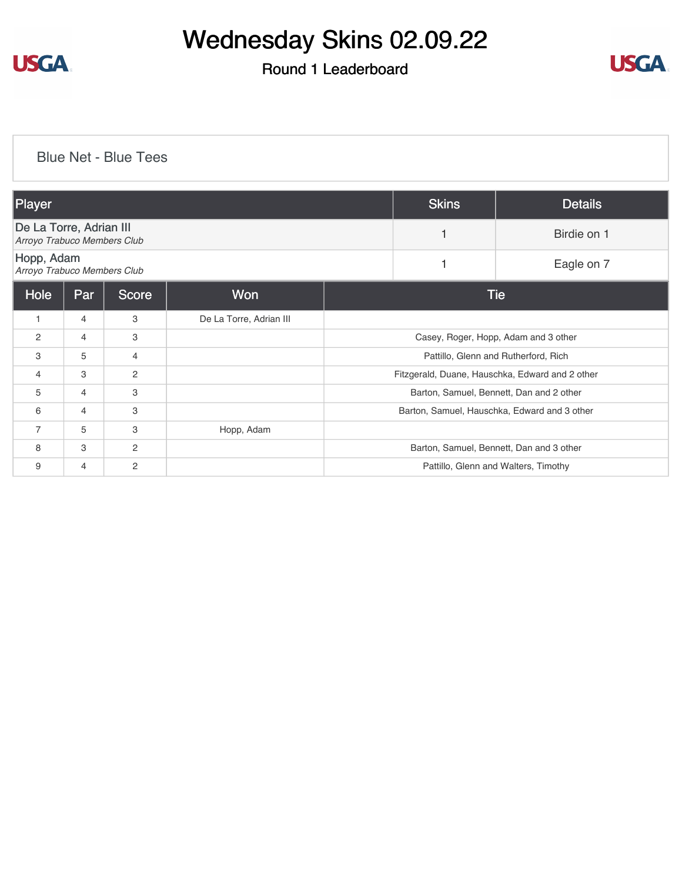# Wednesday Skins 02.09.22

## Round 1 Leaderboard

### Blue Net - Blue Tees

| Player | Skins | Details |
|---|---|---|
| De La Torre, Adrian III<br>*Arroyo Trabuco Members Club* | 1 | Birdie on 1 |
| Hopp, Adam<br>*Arroyo Trabuco Members Club* | 1 | Eagle on 7 |

| Hole | Par | Score | Won | Tie |
|---|---|---|---|---|
| 1 | 4 | 3 | De La Torre, Adrian III | |
| 2 | 4 | 3 | | Casey, Roger, Hopp, Adam and 3 other |
| 3 | 5 | 4 | | Pattillo, Glenn and Rutherford, Rich |
| 4 | 3 | 2 | | Fitzgerald, Duane, Hauschka, Edward and 2 other |
| 5 | 4 | 3 | | Barton, Samuel, Bennett, Dan and 2 other |
| 6 | 4 | 3 | | Barton, Samuel, Hauschka, Edward and 3 other |
| 7 | 5 | 3 | Hopp, Adam | |
| 8 | 3 | 2 | | Barton, Samuel, Bennett, Dan and 3 other |
| 9 | 4 | 2 | | Pattillo, Glenn and Walters, Timothy |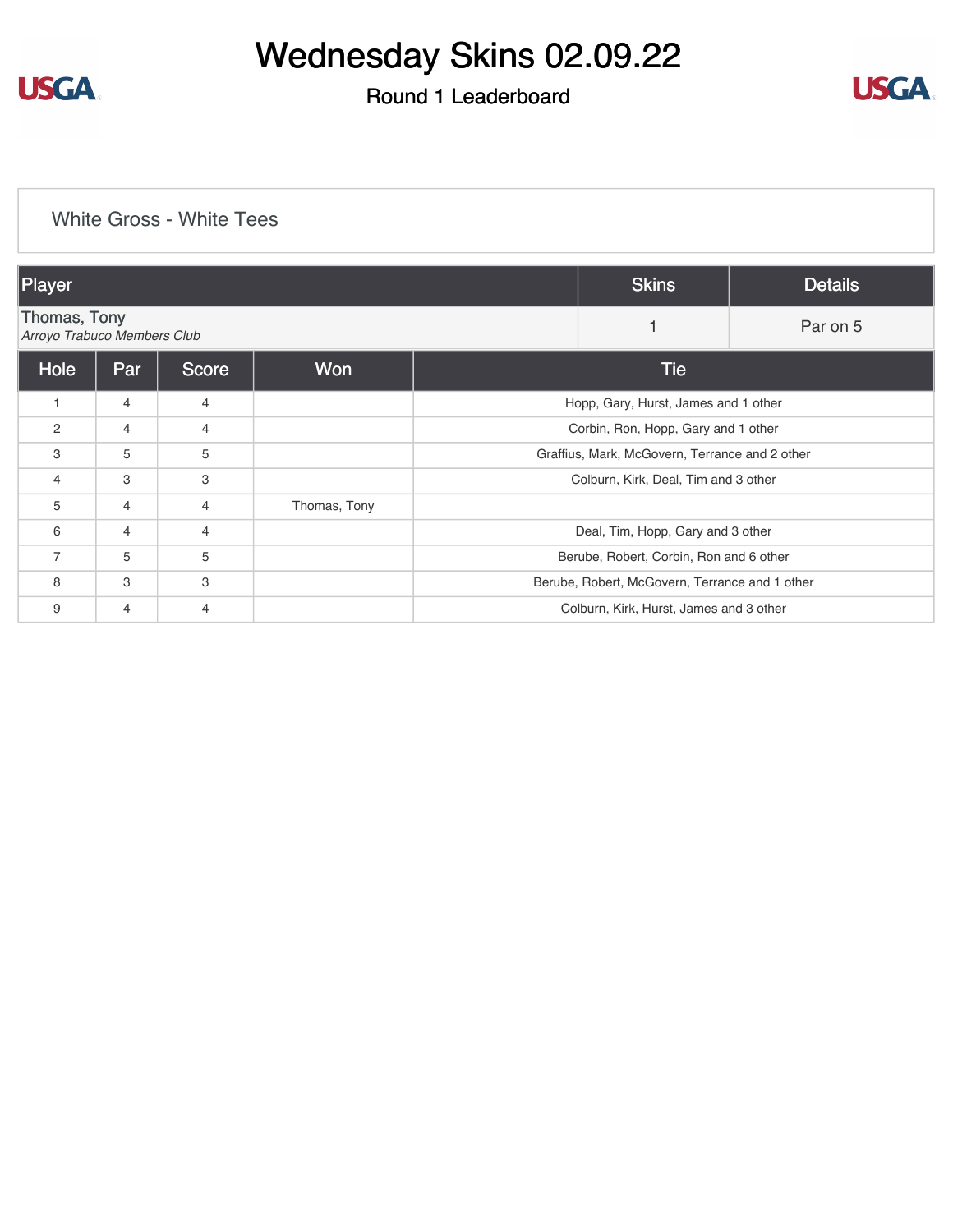# Wednesday Skins 02.09.22

## Round 1 Leaderboard

### White Gross - White Tees

| Player | Skins | Details |
|---|---|---|
| Thomas, Tony<br>*Arroyo Trabuco Members Club* | 1 | Par on 5 |

| Hole | Par | Score | Won | Tie |
|---|---|---|---|---|
| 1 | 4 | 4 | | Hopp, Gary, Hurst, James and 1 other |
| 2 | 4 | 4 | | Corbin, Ron, Hopp, Gary and 1 other |
| 3 | 5 | 5 | | Graffius, Mark, McGovern, Terrance and 2 other |
| 4 | 3 | 3 | | Colburn, Kirk, Deal, Tim and 3 other |
| 5 | 4 | 4 | Thomas, Tony | |
| 6 | 4 | 4 | | Deal, Tim, Hopp, Gary and 3 other |
| 7 | 5 | 5 | | Berube, Robert, Corbin, Ron and 6 other |
| 8 | 3 | 3 | | Berube, Robert, McGovern, Terrance and 1 other |
| 9 | 4 | 4 | | Colburn, Kirk, Hurst, James and 3 other |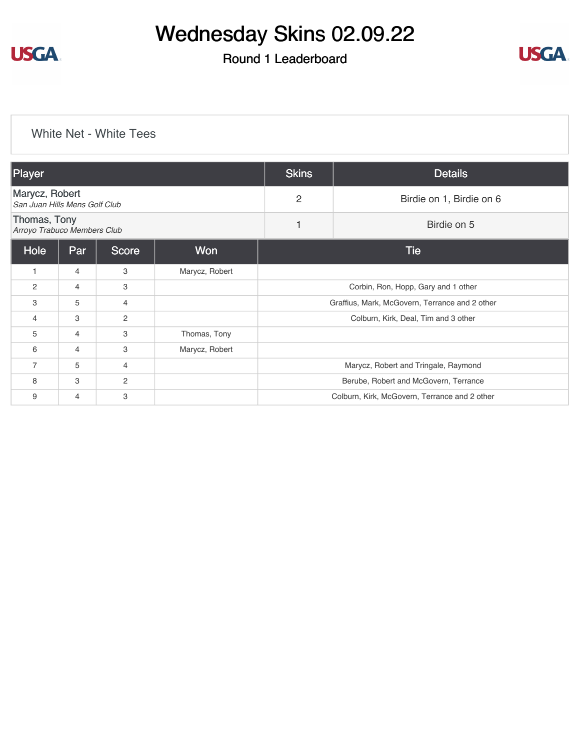# Wednesday Skins 02.09.22

## Round 1 Leaderboard

### White Net - White Tees

| Player | Skins | Details |
| --- | --- | --- |
| Marycz, Robert<br>*San Juan Hills Mens Golf Club* | 2 | Birdie on 1, Birdie on 6 |
| Thomas, Tony<br>*Arroyo Trabuco Members Club* | 1 | Birdie on 5 |

| Hole | Par | Score | Won | Tie |
| --- | --- | --- | --- | --- |
| 1 | 4 | 3 | Marycz, Robert | |
| 2 | 4 | 3 | | Corbin, Ron, Hopp, Gary and 1 other |
| 3 | 5 | 4 | | Graffius, Mark, McGovern, Terrance and 2 other |
| 4 | 3 | 2 | | Colburn, Kirk, Deal, Tim and 3 other |
| 5 | 4 | 3 | Thomas, Tony | |
| 6 | 4 | 3 | Marycz, Robert | |
| 7 | 5 | 4 | | Marycz, Robert and Tringale, Raymond |
| 8 | 3 | 2 | | Berube, Robert and McGovern, Terrance |
| 9 | 4 | 3 | | Colburn, Kirk, McGovern, Terrance and 2 other |